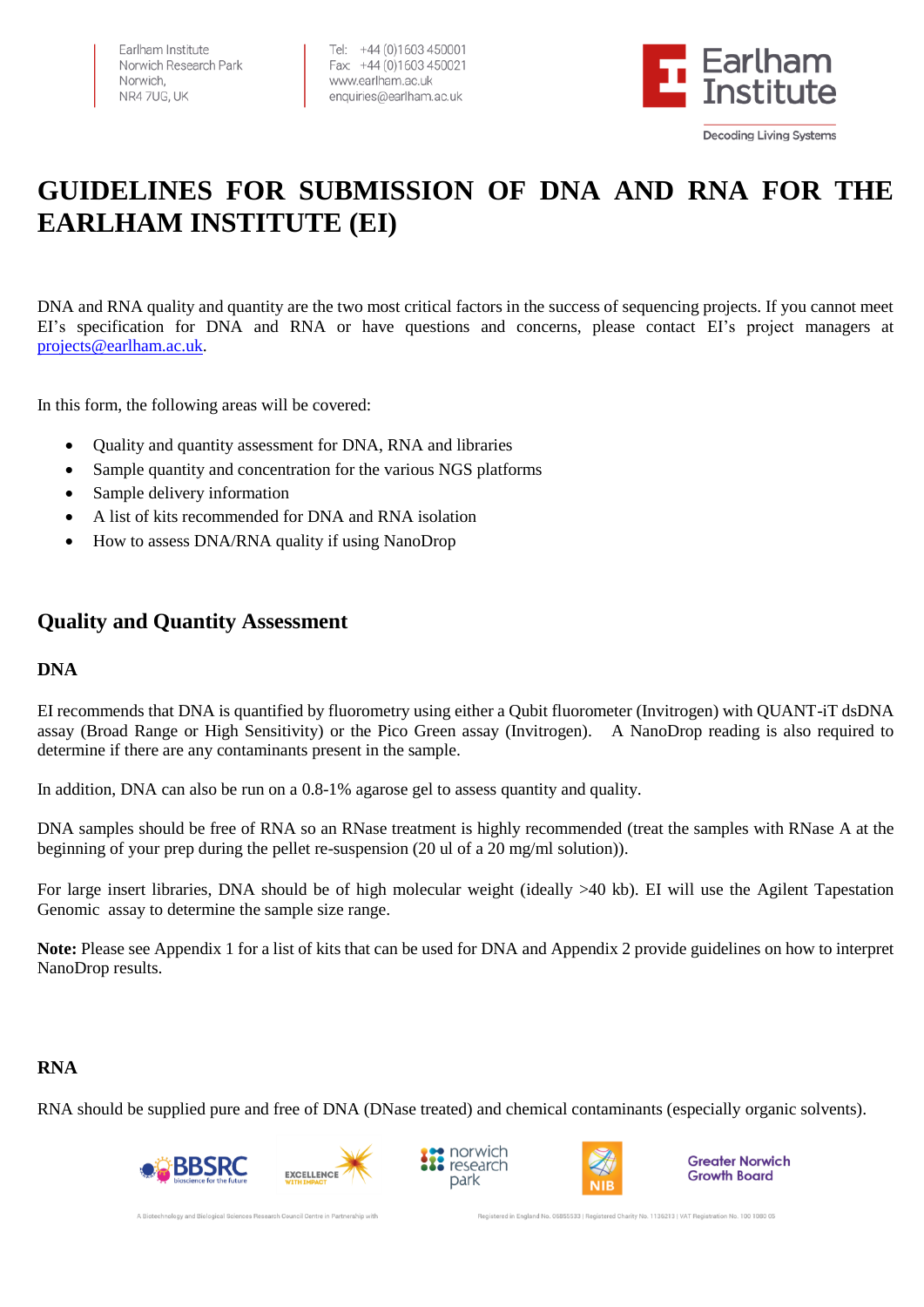Earlham Institute
Norwich Research Park
Norwich,
NR4 7UG, UK

Tel: +44 (0)1603 450001
Fax: +44 (0)1603 450021
www.earlham.ac.uk
enquiries@earlham.ac.uk

# GUIDELINES FOR SUBMISSION OF DNA AND RNA FOR THE EARLHAM INSTITUTE (EI)

DNA and RNA quality and quantity are the two most critical factors in the success of sequencing projects. If you cannot meet EI's specification for DNA and RNA or have questions and concerns, please contact EI's project managers at projects@earlham.ac.uk.

In this form, the following areas will be covered:

- Quality and quantity assessment for DNA, RNA and libraries
- Sample quantity and concentration for the various NGS platforms
- Sample delivery information
- A list of kits recommended for DNA and RNA isolation
- How to assess DNA/RNA quality if using NanoDrop

## Quality and Quantity Assessment

### DNA

EI recommends that DNA is quantified by fluorometry using either a Qubit fluorometer (Invitrogen) with QUANT-iT dsDNA assay (Broad Range or High Sensitivity) or the Pico Green assay (Invitrogen). A NanoDrop reading is also required to determine if there are any contaminants present in the sample.

In addition, DNA can also be run on a 0.8-1% agarose gel to assess quantity and quality.

DNA samples should be free of RNA so an RNase treatment is highly recommended (treat the samples with RNase A at the beginning of your prep during the pellet re-suspension (20 ul of a 20 mg/ml solution)).

For large insert libraries, DNA should be of high molecular weight (ideally >40 kb). EI will use the Agilent Tapestation Genomic assay to determine the sample size range.

**Note:** Please see Appendix 1 for a list of kits that can be used for DNA and Appendix 2 provide guidelines on how to interpret NanoDrop results.

### RNA

RNA should be supplied pure and free of DNA (DNase treated) and chemical contaminants (especially organic solvents).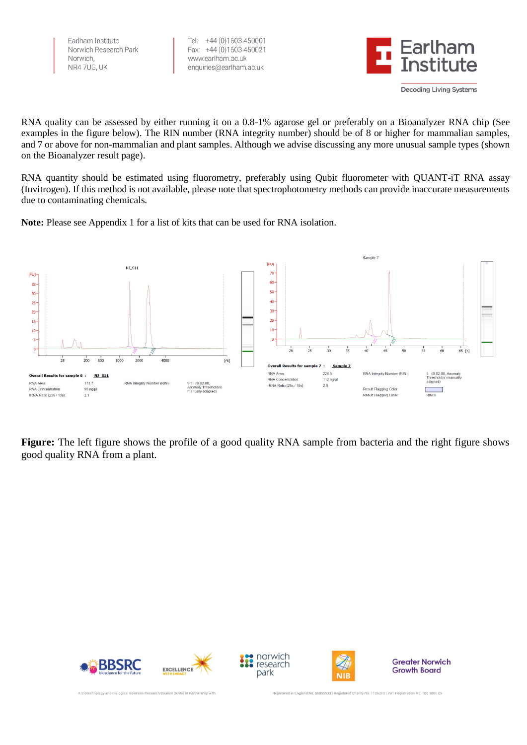RNA quality can be assessed by either running it on a 0.8-1% agarose gel or preferably on a Bioanalyzer RNA chip (See examples in the figure below). The RIN number (RNA integrity number) should be of 8 or higher for mammalian samples, and 7 or above for non-mammalian and plant samples. Although we advise discussing any more unusual sample types (shown on the Bioanalyzer result page).

RNA quantity should be estimated using fluorometry, preferably using Qubit fluorometer with QUANT-iT RNA assay (Invitrogen). If this method is not available, please note that spectrophotometry methods can provide inaccurate measurements due to contaminating chemicals.

**Note:** Please see Appendix 1 for a list of kits that can be used for RNA isolation.

**Overall Results for sample 6 : NJ_S11**

| | |
|---|---|
| RNA Area: | 173.7 |
| RNA Concentration: | 95 ng/µl |
| rRNA Ratio [23s / 16s]: | 2.1 |
| RNA Integrity Number (RIN): | 9.8 (B.02.08, Anomaly Threshold(s) manually adapted) |

**Overall Results for sample 7 : Sample 7**

| | |
|---|---|
| RNA Area: | 226.5 |
| RNA Concentration: | 112 ng/µl |
| rRNA Ratio [28s / 18s]: | 2.8 |
| RNA Integrity Number (RIN): | 8 (B.02.08, Anomaly Threshold(s) manually adapted) |
| Result Flagging Color: | |
| Result Flagging Label: | RIN: 8 |

**Figure:** The left figure shows the profile of a good quality RNA sample from bacteria and the right figure shows good quality RNA from a plant.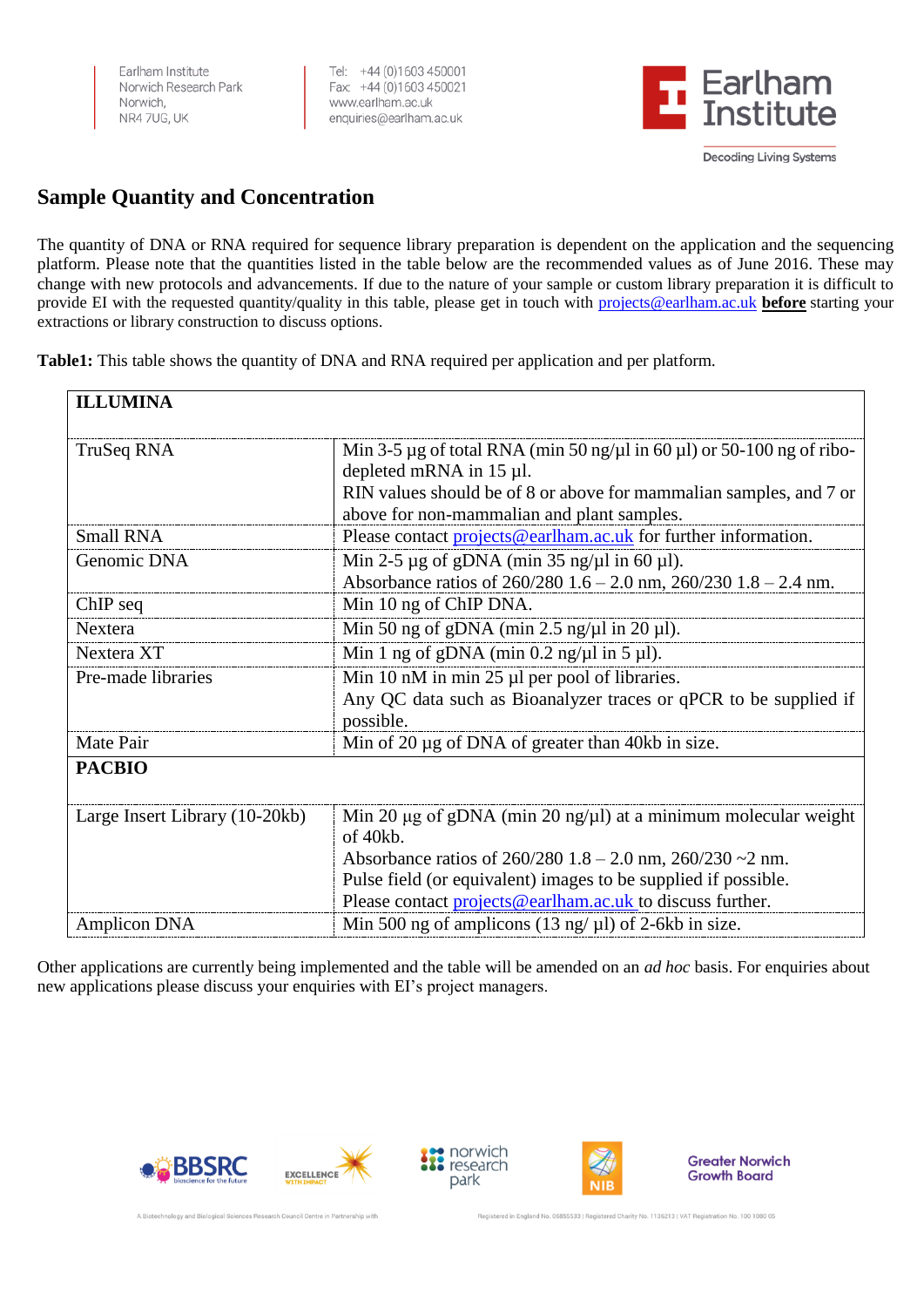## Sample Quantity and Concentration

The quantity of DNA or RNA required for sequence library preparation is dependent on the application and the sequencing platform. Please note that the quantities listed in the table below are the recommended values as of June 2016. These may change with new protocols and advancements. If due to the nature of your sample or custom library preparation it is difficult to provide EI with the requested quantity/quality in this table, please get in touch with projects@earlham.ac.uk **before** starting your extractions or library construction to discuss options.

**Table1:** This table shows the quantity of DNA and RNA required per application and per platform.

| **ILLUMINA** | |
|---|---|
| TruSeq RNA | Min 3-5 µg of total RNA (min 50 ng/µl in 60 µl) or 50-100 ng of ribo-depleted mRNA in 15 µl.<br>RIN values should be of 8 or above for mammalian samples, and 7 or above for non-mammalian and plant samples. |
| Small RNA | Please contact projects@earlham.ac.uk for further information. |
| Genomic DNA | Min 2-5 µg of gDNA (min 35 ng/µl in 60 µl).<br>Absorbance ratios of 260/280 1.6 – 2.0 nm, 260/230 1.8 – 2.4 nm. |
| ChIP seq | Min 10 ng of ChIP DNA. |
| Nextera | Min 50 ng of gDNA (min 2.5 ng/µl in 20 µl). |
| Nextera XT | Min 1 ng of gDNA (min 0.2 ng/µl in 5 µl). |
| Pre-made libraries | Min 10 nM in min 25 µl per pool of libraries.<br>Any QC data such as Bioanalyzer traces or qPCR to be supplied if possible. |
| Mate Pair | Min of 20 µg of DNA of greater than 40kb in size. |
| **PACBIO** | |
| Large Insert Library (10-20kb) | Min 20 µg of gDNA (min 20 ng/µl) at a minimum molecular weight of 40kb.<br>Absorbance ratios of 260/280 1.8 – 2.0 nm, 260/230 ~2 nm.<br>Pulse field (or equivalent) images to be supplied if possible.<br>Please contact projects@earlham.ac.uk to discuss further. |
| Amplicon DNA | Min 500 ng of amplicons (13 ng/ µl) of 2-6kb in size. |

Other applications are currently being implemented and the table will be amended on an *ad hoc* basis. For enquiries about new applications please discuss your enquiries with EI's project managers.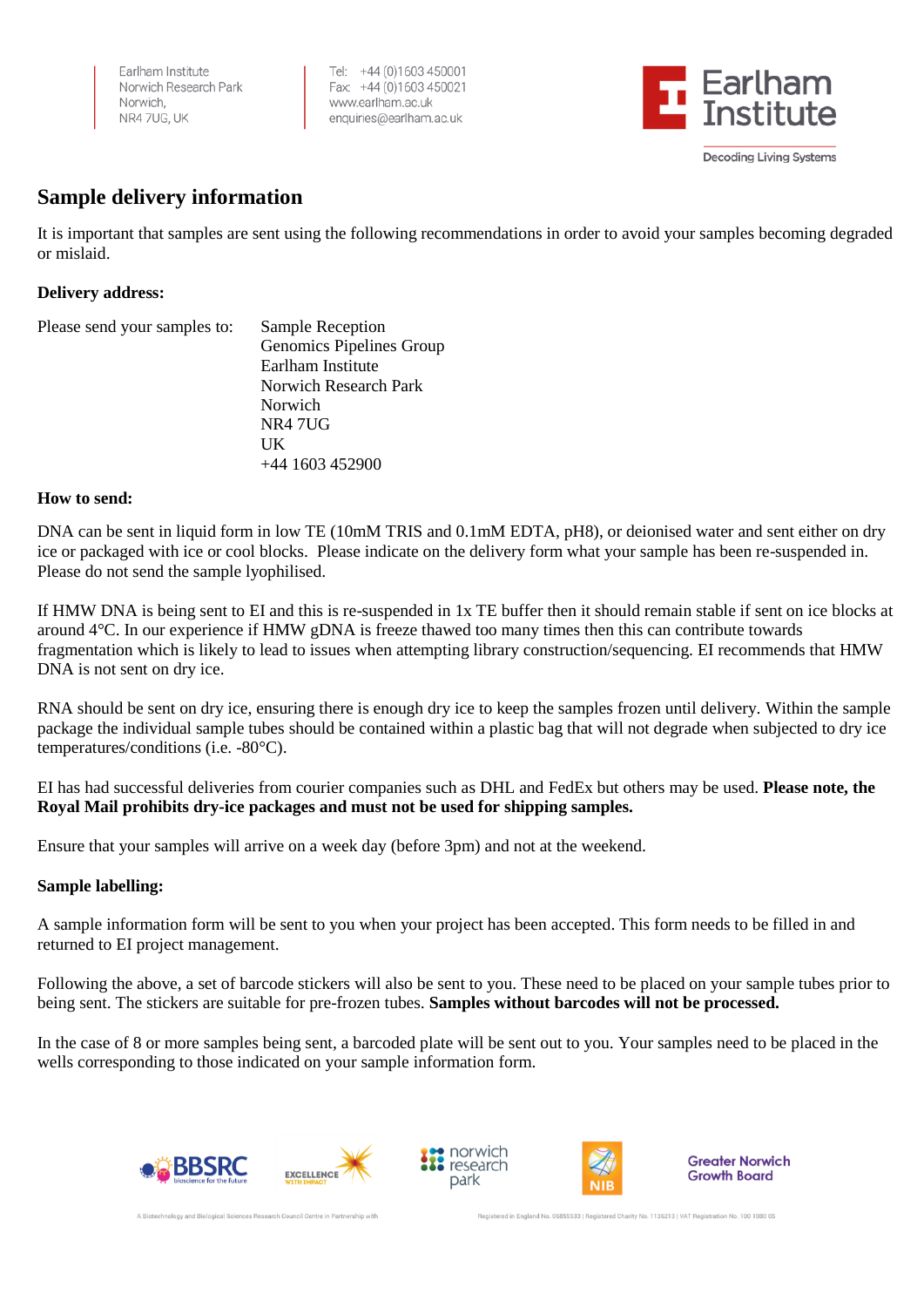## Sample delivery information

It is important that samples are sent using the following recommendations in order to avoid your samples becoming degraded or mislaid.

**Delivery address:**

Please send your samples to:

Sample Reception
Genomics Pipelines Group
Earlham Institute
Norwich Research Park
Norwich
NR4 7UG
UK
+44 1603 452900

**How to send:**

DNA can be sent in liquid form in low TE (10mM TRIS and 0.1mM EDTA, pH8), or deionised water and sent either on dry ice or packaged with ice or cool blocks. Please indicate on the delivery form what your sample has been re-suspended in. Please do not send the sample lyophilised.

If HMW DNA is being sent to EI and this is re-suspended in 1x TE buffer then it should remain stable if sent on ice blocks at around 4°C. In our experience if HMW gDNA is freeze thawed too many times then this can contribute towards fragmentation which is likely to lead to issues when attempting library construction/sequencing. EI recommends that HMW DNA is not sent on dry ice.

RNA should be sent on dry ice, ensuring there is enough dry ice to keep the samples frozen until delivery. Within the sample package the individual sample tubes should be contained within a plastic bag that will not degrade when subjected to dry ice temperatures/conditions (i.e. -80°C).

EI has had successful deliveries from courier companies such as DHL and FedEx but others may be used. **Please note, the Royal Mail prohibits dry-ice packages and must not be used for shipping samples.**

Ensure that your samples will arrive on a week day (before 3pm) and not at the weekend.

**Sample labelling:**

A sample information form will be sent to you when your project has been accepted. This form needs to be filled in and returned to EI project management.

Following the above, a set of barcode stickers will also be sent to you. These need to be placed on your sample tubes prior to being sent. The stickers are suitable for pre-frozen tubes. **Samples without barcodes will not be processed.**

In the case of 8 or more samples being sent, a barcoded plate will be sent out to you. Your samples need to be placed in the wells corresponding to those indicated on your sample information form.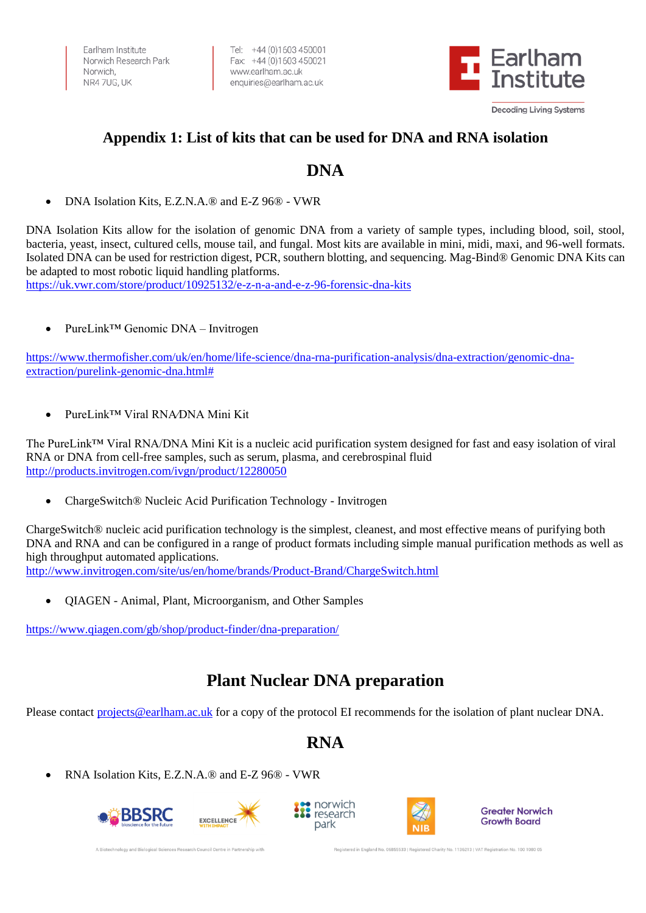# Appendix 1: List of kits that can be used for DNA and RNA isolation

## DNA

- DNA Isolation Kits, E.Z.N.A.® and E-Z 96® - VWR

DNA Isolation Kits allow for the isolation of genomic DNA from a variety of sample types, including blood, soil, stool, bacteria, yeast, insect, cultured cells, mouse tail, and fungal. Most kits are available in mini, midi, maxi, and 96-well formats. Isolated DNA can be used for restriction digest, PCR, southern blotting, and sequencing. Mag-Bind® Genomic DNA Kits can be adapted to most robotic liquid handling platforms.
https://uk.vwr.com/store/product/10925132/e-z-n-a-and-e-z-96-forensic-dna-kits

- PureLink™ Genomic DNA – Invitrogen

https://www.thermofisher.com/uk/en/home/life-science/dna-rna-purification-analysis/dna-extraction/genomic-dna-extraction/purelink-genomic-dna.html#

- PureLink™ Viral RNA/DNA Mini Kit

The PureLink™ Viral RNA/DNA Mini Kit is a nucleic acid purification system designed for fast and easy isolation of viral RNA or DNA from cell-free samples, such as serum, plasma, and cerebrospinal fluid
http://products.invitrogen.com/ivgn/product/12280050

- ChargeSwitch® Nucleic Acid Purification Technology - Invitrogen

ChargeSwitch® nucleic acid purification technology is the simplest, cleanest, and most effective means of purifying both DNA and RNA and can be configured in a range of product formats including simple manual purification methods as well as high throughput automated applications.
http://www.invitrogen.com/site/us/en/home/brands/Product-Brand/ChargeSwitch.html

- QIAGEN - Animal, Plant, Microorganism, and Other Samples

https://www.qiagen.com/gb/shop/product-finder/dna-preparation/

## Plant Nuclear DNA preparation

Please contact projects@earlham.ac.uk for a copy of the protocol EI recommends for the isolation of plant nuclear DNA.

## RNA

- RNA Isolation Kits, E.Z.N.A.® and E-Z 96® - VWR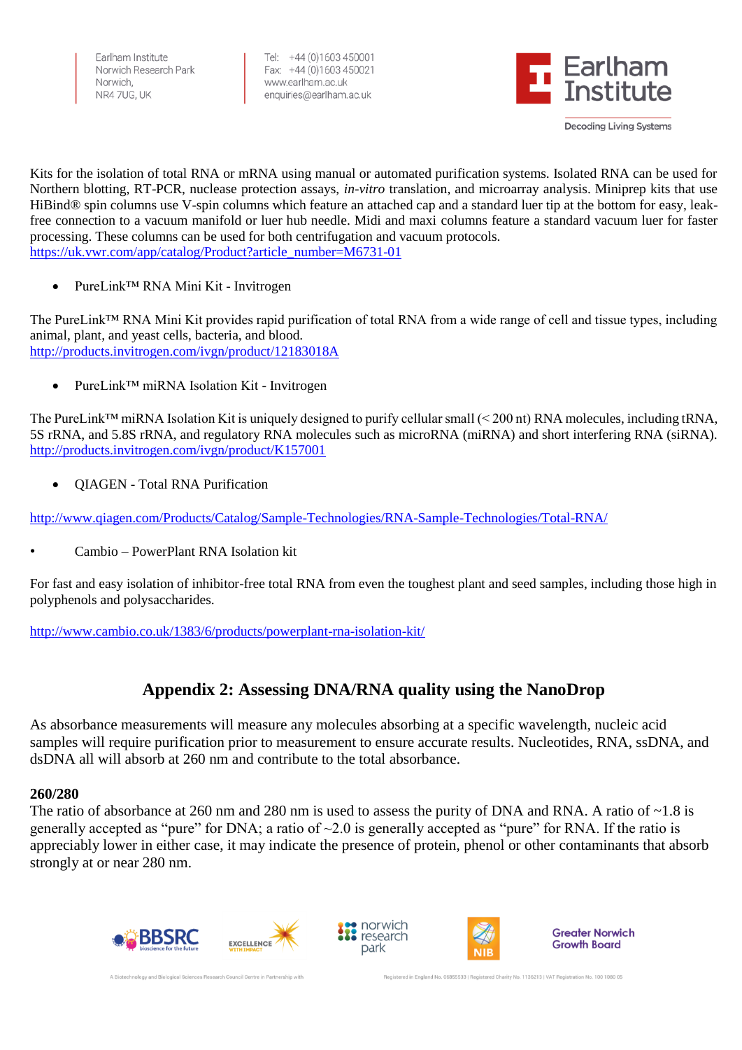Kits for the isolation of total RNA or mRNA using manual or automated purification systems. Isolated RNA can be used for Northern blotting, RT-PCR, nuclease protection assays, *in-vitro* translation, and microarray analysis. Miniprep kits that use HiBind® spin columns use V-spin columns which feature an attached cap and a standard luer tip at the bottom for easy, leak-free connection to a vacuum manifold or luer hub needle. Midi and maxi columns feature a standard vacuum luer for faster processing. These columns can be used for both centrifugation and vacuum protocols.
https://uk.vwr.com/app/catalog/Product?article_number=M6731-01

- PureLink™ RNA Mini Kit - Invitrogen

The PureLink™ RNA Mini Kit provides rapid purification of total RNA from a wide range of cell and tissue types, including animal, plant, and yeast cells, bacteria, and blood.
http://products.invitrogen.com/ivgn/product/12183018A

- PureLink™ miRNA Isolation Kit - Invitrogen

The PureLink™ miRNA Isolation Kit is uniquely designed to purify cellular small (< 200 nt) RNA molecules, including tRNA, 5S rRNA, and 5.8S rRNA, and regulatory RNA molecules such as microRNA (miRNA) and short interfering RNA (siRNA).
http://products.invitrogen.com/ivgn/product/K157001

- QIAGEN - Total RNA Purification

http://www.qiagen.com/Products/Catalog/Sample-Technologies/RNA-Sample-Technologies/Total-RNA/

- Cambio – PowerPlant RNA Isolation kit

For fast and easy isolation of inhibitor-free total RNA from even the toughest plant and seed samples, including those high in polyphenols and polysaccharides.

http://www.cambio.co.uk/1383/6/products/powerplant-rna-isolation-kit/

## Appendix 2: Assessing DNA/RNA quality using the NanoDrop

As absorbance measurements will measure any molecules absorbing at a specific wavelength, nucleic acid samples will require purification prior to measurement to ensure accurate results. Nucleotides, RNA, ssDNA, and dsDNA all will absorb at 260 nm and contribute to the total absorbance.

**260/280**

The ratio of absorbance at 260 nm and 280 nm is used to assess the purity of DNA and RNA. A ratio of ~1.8 is generally accepted as "pure" for DNA; a ratio of ~2.0 is generally accepted as "pure" for RNA. If the ratio is appreciably lower in either case, it may indicate the presence of protein, phenol or other contaminants that absorb strongly at or near 280 nm.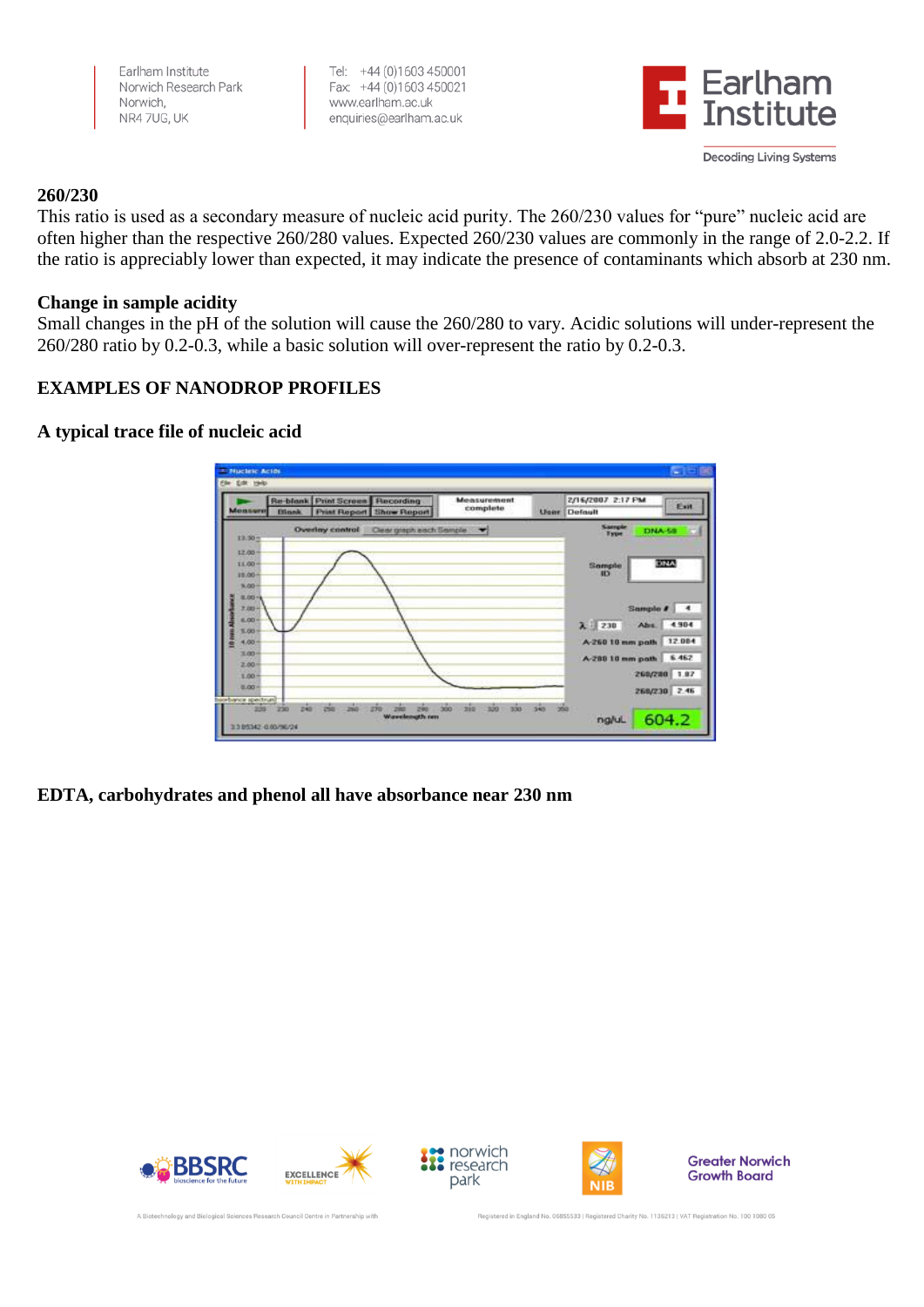**260/230**

This ratio is used as a secondary measure of nucleic acid purity. The 260/230 values for "pure" nucleic acid are often higher than the respective 260/280 values. Expected 260/230 values are commonly in the range of 2.0-2.2. If the ratio is appreciably lower than expected, it may indicate the presence of contaminants which absorb at 230 nm.

**Change in sample acidity**

Small changes in the pH of the solution will cause the 260/280 to vary. Acidic solutions will under-represent the 260/280 ratio by 0.2-0.3, while a basic solution will over-represent the ratio by 0.2-0.3.

## EXAMPLES OF NANODROP PROFILES

### A typical trace file of nucleic acid

**EDTA, carbohydrates and phenol all have absorbance near 230 nm**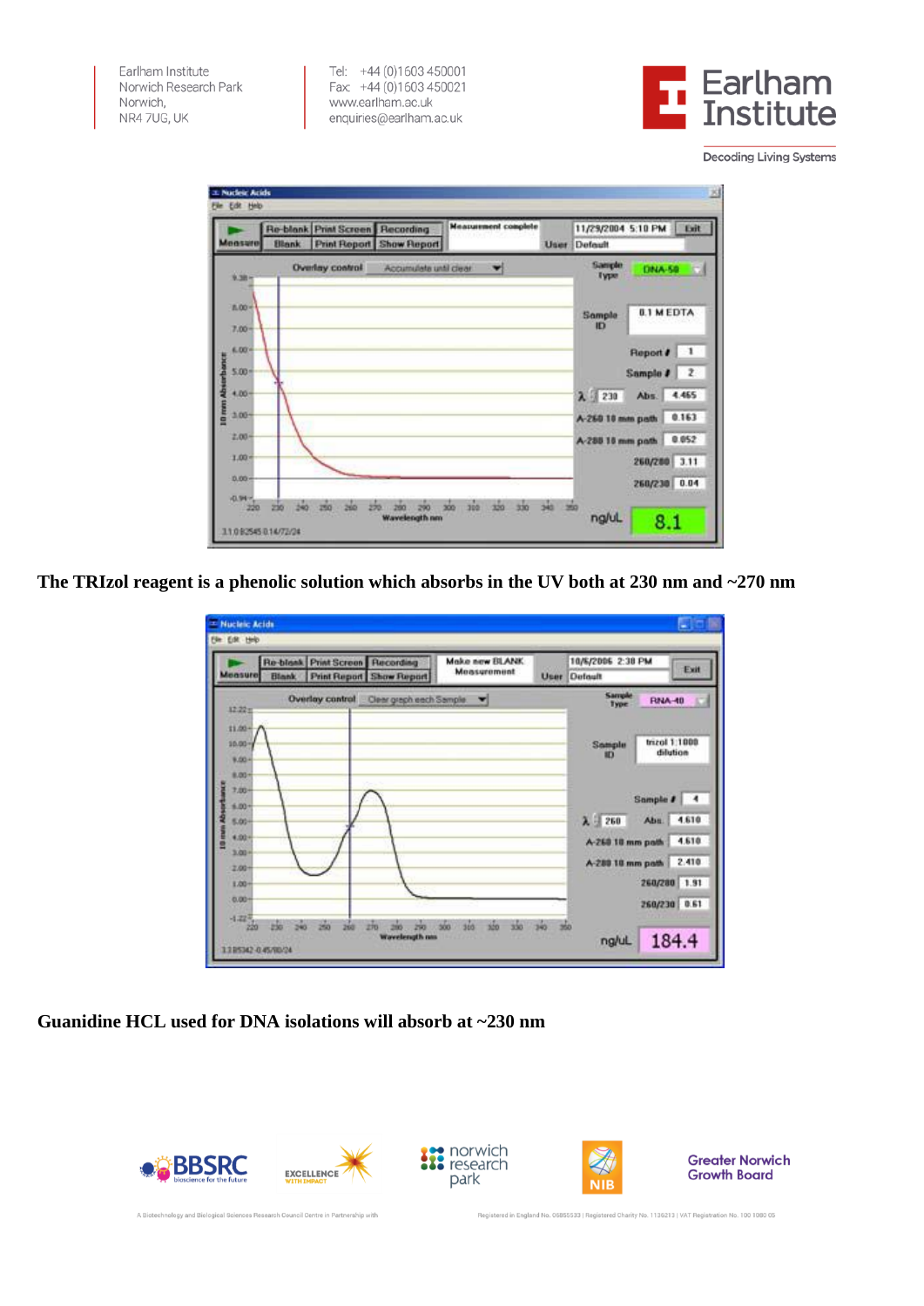The TRIzol reagent is a phenolic solution which absorbs in the UV both at 230 nm and ~270 nm

Guanidine HCL used for DNA isolations will absorb at ~230 nm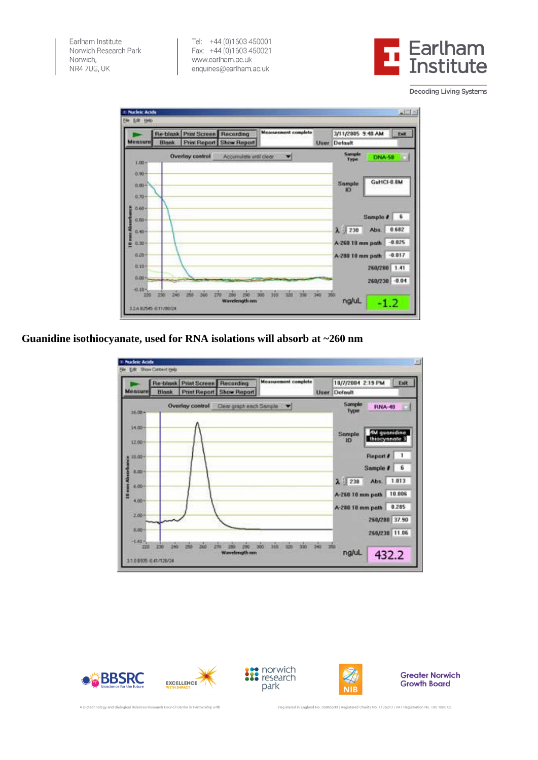Nucleic Acids

File Edit Help

Measure | Re-blank | Print Screen | Recording | Blank | Print Report | Show Report

Measurement complete

3/11/2005 9:48 AM

Exit

User Default

Overlay control Accumulate until clear

Sample Type DNA-50

Sample ID GuHCl-0.8M

Sample # 6

λ 230 Abs. 0.682

A-260 10 mm path -0.025

A-280 10 mm path -0.017

260/280 1.41

260/230 -0.04

ng/uL -1.2

10 mm Absorbance

1.00 0.90 0.80 0.70 0.60 0.50 0.40 0.30 0.20 0.10 0.00 -0.10

220 230 240 250 260 270 280 290 300 310 320 330 340 350

Wavelength nm

3.2.A 82545 0.11/90/24

**Guanidine isothiocyanate, used for RNA isolations will absorb at ~260 nm**

Nucleic Acids

File Edit Show Context Help

Measure | Re-blank | Print Screen | Recording | Blank | Print Report | Show Report

Measurement complete

10/7/2004 2:19 PM

Exit

User Default

Overlay control Clear graph each Sample

Sample Type RNA-40

Sample ID 4M guanidine thiocyanate 3

Report # 1

Sample # 6

λ 230 Abs. 1.013

A-260 10 mm path 10.806

A-280 10 mm path 0.285

260/280 37.90

260/230 11.06

ng/uL 432.2

10 mm Absorbance

16.00 14.00 12.00 10.00 8.00 6.00 4.00 2.00 0.00 -1.61

220 230 240 250 260 270 280 290 300 310 320 330 340 350

Wavelength nm

3.1.0.8935 0.41/128/24